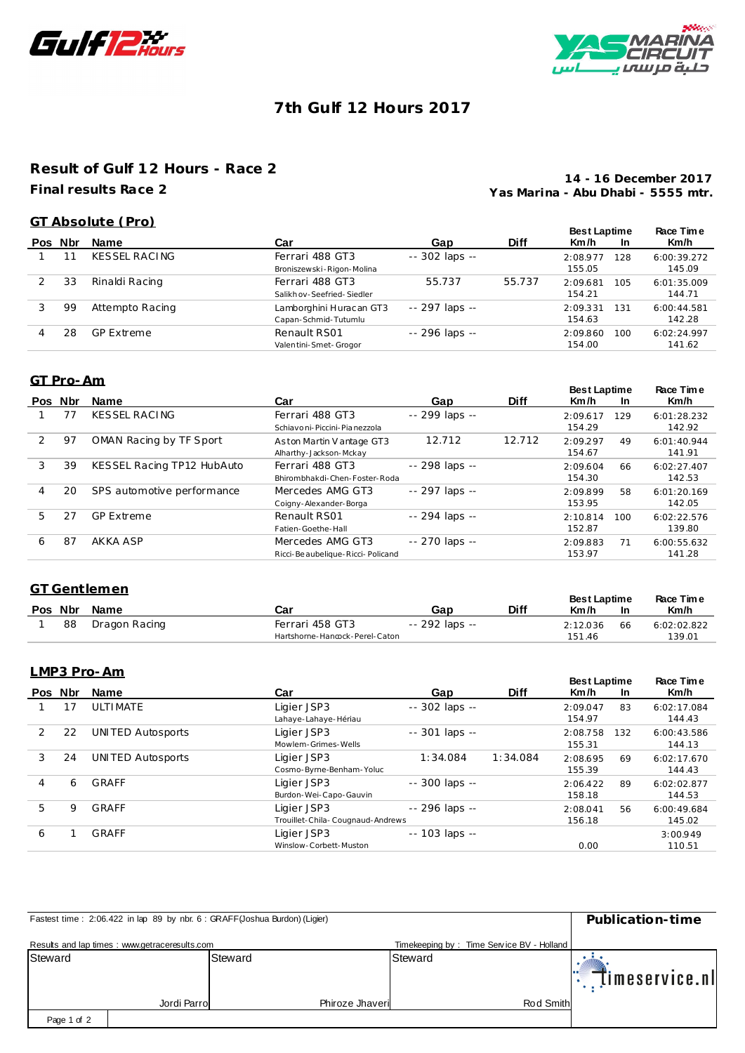# 7th Gulf 12 Hours 2017

## Result of Gulf 12 Hours - Race 2

**Final results Race 2**

**14 - 16 December 2017**
**Yas Marina - Abu Dhabi - 5555 mtr.**

### GT Absolute (Pro)

| Pos | Nbr | Name | Car | Gap | Diff | Best Laptime Km/h | In | Race Time Km/h |
|---|---|---|---|---|---|---|---|---|
| 1 | 11 | KESSEL RACING | Ferrari 488 GT3<br>Broniszewski-Rigon-Molina | -- 302 laps -- | | 2:08.977<br>155.05 | 128 | 6:00:39.272<br>145.09 |
| 2 | 33 | Rinaldi Racing | Ferrari 488 GT3<br>Salikhov-Seefried-Siedler | 55.737 | 55.737 | 2:09.681<br>154.21 | 105 | 6:01:35.009<br>144.71 |
| 3 | 99 | Attempto Racing | Lamborghini Huracan GT3<br>Capan-Schmid-Tutumlu | -- 297 laps -- | | 2:09.331<br>154.63 | 131 | 6:00:44.581<br>142.28 |
| 4 | 28 | GP Extreme | Renault RS01<br>Valentini-Smet-Grogor | -- 296 laps -- | | 2:09.860<br>154.00 | 100 | 6:02:24.997<br>141.62 |

### GT Pro-Am

| Pos | Nbr | Name | Car | Gap | Diff | Best Laptime Km/h | In | Race Time Km/h |
|---|---|---|---|---|---|---|---|---|
| 1 | 77 | KESSEL RACING | Ferrari 488 GT3<br>Schiavoni-Piccini-Pianezzola | -- 299 laps -- | | 2:09.617<br>154.29 | 129 | 6:01:28.232<br>142.92 |
| 2 | 97 | OMAN Racing by TF Sport | Aston Martin Vantage GT3<br>Alharthy-Jackson-Mckay | 12.712 | 12.712 | 2:09.297<br>154.67 | 49 | 6:01:40.944<br>141.91 |
| 3 | 39 | KESSEL Racing TP12 HubAuto | Ferrari 488 GT3<br>Bhirombhakdi-Chen-Foster-Roda | -- 298 laps -- | | 2:09.604<br>154.30 | 66 | 6:02:27.407<br>142.53 |
| 4 | 20 | SPS automotive performance | Mercedes AMG GT3<br>Coigny-Alexander-Borga | -- 297 laps -- | | 2:09.899<br>153.95 | 58 | 6:01:20.169<br>142.05 |
| 5 | 27 | GP Extreme | Renault RS01<br>Fatien-Goethe-Hall | -- 294 laps -- | | 2:10.814<br>152.87 | 100 | 6:02:22.576<br>139.80 |
| 6 | 87 | AKKA ASP | Mercedes AMG GT3<br>Ricci-Beaubelique-Ricci-Policand | -- 270 laps -- | | 2:09.883<br>153.97 | 71 | 6:00:55.632<br>141.28 |

### GT Gentlemen

| Pos | Nbr | Name | Car | Gap | Diff | Best Laptime Km/h | In | Race Time Km/h |
|---|---|---|---|---|---|---|---|---|
| 1 | 88 | Dragon Racing | Ferrari 458 GT3<br>Hartshorne-Hancock-Perel-Caton | -- 292 laps -- | | 2:12.036<br>151.46 | 66 | 6:02:02.822<br>139.01 |

### LMP3 Pro-Am

| Pos | Nbr | Name | Car | Gap | Diff | Best Laptime Km/h | In | Race Time Km/h |
|---|---|---|---|---|---|---|---|---|
| 1 | 17 | ULTIMATE | Ligier JSP3<br>Lahaye-Lahaye-Hériau | -- 302 laps -- | | 2:09.047<br>154.97 | 83 | 6:02:17.084<br>144.43 |
| 2 | 22 | UNITED Autosports | Ligier JSP3<br>Mowlem-Grimes-Wells | -- 301 laps -- | | 2:08.758<br>155.31 | 132 | 6:00:43.586<br>144.13 |
| 3 | 24 | UNITED Autosports | Ligier JSP3<br>Cosmo-Byrne-Benham-Yoluc | 1:34.084 | 1:34.084 | 2:08.695<br>155.39 | 69 | 6:02:17.670<br>144.43 |
| 4 | 6 | GRAFF | Ligier JSP3<br>Burdon-Wei-Capo-Gauvin | -- 300 laps -- | | 2:06.422<br>158.18 | 89 | 6:02:02.877<br>144.53 |
| 5 | 9 | GRAFF | Ligier JSP3<br>Trouillet-Chila-Cougnaud-Andrews | -- 296 laps -- | | 2:08.041<br>156.18 | 56 | 6:00:49.684<br>145.02 |
| 6 | 1 | GRAFF | Ligier JSP3<br>Winslow-Corbett-Muston | -- 103 laps -- | | <br>0.00 | | 3:00.949<br>110.51 |

Fastest time : 2:06.422 in lap 89 by nbr. 6 : GRAFF(Joshua Burdon) (Ligier)

**Publication-time**

Results and lap times : www.getraceresults.com

Timekeeping by : Time Service BV - Holland

| Steward | Steward | Steward |
|---|---|---|
| Jordi Parro | Phiroze Jhaveri | Rod Smith |

timeservice.nl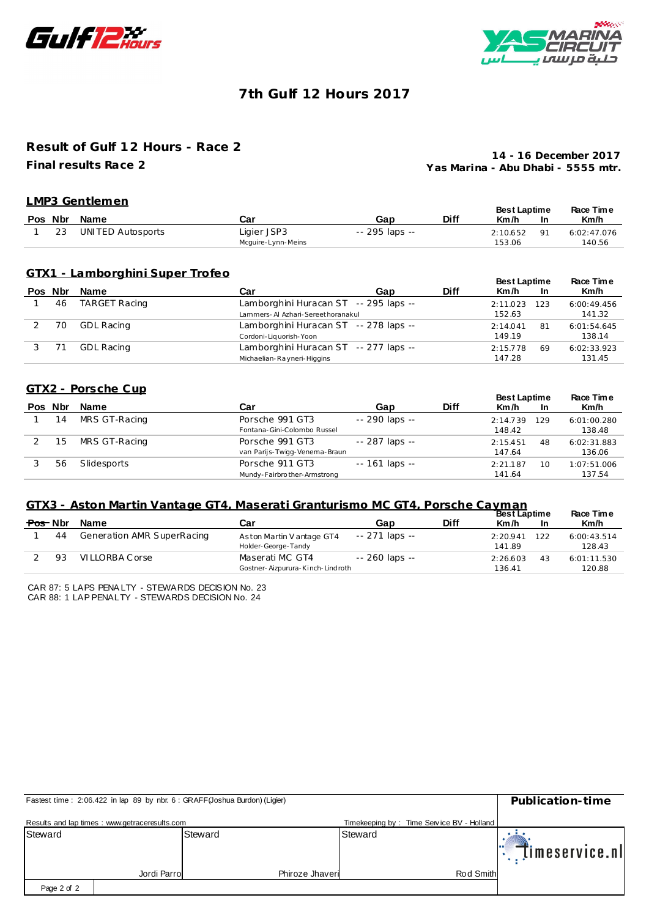# 7th Gulf 12 Hours 2017

## Result of Gulf 12 Hours - Race 2

**Final results Race 2**

**14 - 16 December 2017**
**Yas Marina - Abu Dhabi - 5555 mtr.**

### LMP3 Gentlemen

| Pos | Nbr | Name | Car | Gap | Diff | Best Laptime Km/h | In | Race Time Km/h |
|---|---|---|---|---|---|---|---|---|
| 1 | 23 | UNITED Autosports | Ligier JSP3<br>Mcguire-Lynn-Meins | -- 295 laps -- | | 2:10.652<br>153.06 | 91 | 6:02:47.076<br>140.56 |

### GTX1 - Lamborghini Super Trofeo

| Pos | Nbr | Name | Car | Gap | Diff | Best Laptime Km/h | In | Race Time Km/h |
|---|---|---|---|---|---|---|---|---|
| 1 | 46 | TARGET Racing | Lamborghini Huracan ST<br>Lammers-Al Azhari-Sereethoranakul | -- 295 laps -- | | 2:11.023<br>152.63 | 123 | 6:00:49.456<br>141.32 |
| 2 | 70 | GDL Racing | Lamborghini Huracan ST<br>Cordoni-Liquorish-Yoon | -- 278 laps -- | | 2:14.041<br>149.19 | 81 | 6:01:54.645<br>138.14 |
| 3 | 71 | GDL Racing | Lamborghini Huracan ST<br>Michaelian-Rayneri-Higgins | -- 277 laps -- | | 2:15.778<br>147.28 | 69 | 6:02:33.923<br>131.45 |

### GTX2 - Porsche Cup

| Pos | Nbr | Name | Car | Gap | Diff | Best Laptime Km/h | In | Race Time Km/h |
|---|---|---|---|---|---|---|---|---|
| 1 | 14 | MRS GT-Racing | Porsche 991 GT3<br>Fontana-Gini-Colombo Russel | -- 290 laps -- | | 2:14.739<br>148.42 | 129 | 6:01:00.280<br>138.48 |
| 2 | 15 | MRS GT-Racing | Porsche 991 GT3<br>van Parijs-Twigg-Venema-Braun | -- 287 laps -- | | 2:15.451<br>147.64 | 48 | 6:02:31.883<br>136.06 |
| 3 | 56 | Slidesports | Porsche 911 GT3<br>Mundy-Fairbrother-Armstrong | -- 161 laps -- | | 2:21.187<br>141.64 | 10 | 1:07:51.006<br>137.54 |

### GTX3 - Aston Martin Vantage GT4, Maserati Granturismo MC GT4, Porsche Cayman

| Pos | Nbr | Name | Car | Gap | Diff | Best Laptime Km/h | In | Race Time Km/h |
|---|---|---|---|---|---|---|---|---|
| 1 | 44 | Generation AMR SuperRacing | Aston Martin Vantage GT4<br>Holder-George-Tandy | -- 271 laps -- | | 2:20.941<br>141.89 | 122 | 6:00:43.514<br>128.43 |
| 2 | 93 | VILLORBA Corse | Maserati MC GT4<br>Gostner-Aizpurura-Kinch-Lindroth | -- 260 laps -- | | 2:26.603<br>136.41 | 43 | 6:01:11.530<br>120.88 |

CAR 87: 5 LAPS PENALTY - STEWARDS DECISION No. 23
CAR 88: 1 LAP PENALTY - STEWARDS DECISION No. 24

Fastest time : 2:06.422 in lap 89 by nbr. 6 : GRAFF(Joshua Burdon) (Ligier)

**Publication-time**

Results and lap times : www.getraceresults.com

Timekeeping by : Time Service BV - Holland

| Steward | Steward | Steward |
|---|---|---|
| Jordi Parro | Phiroze Jhaveri | Rod Smith |